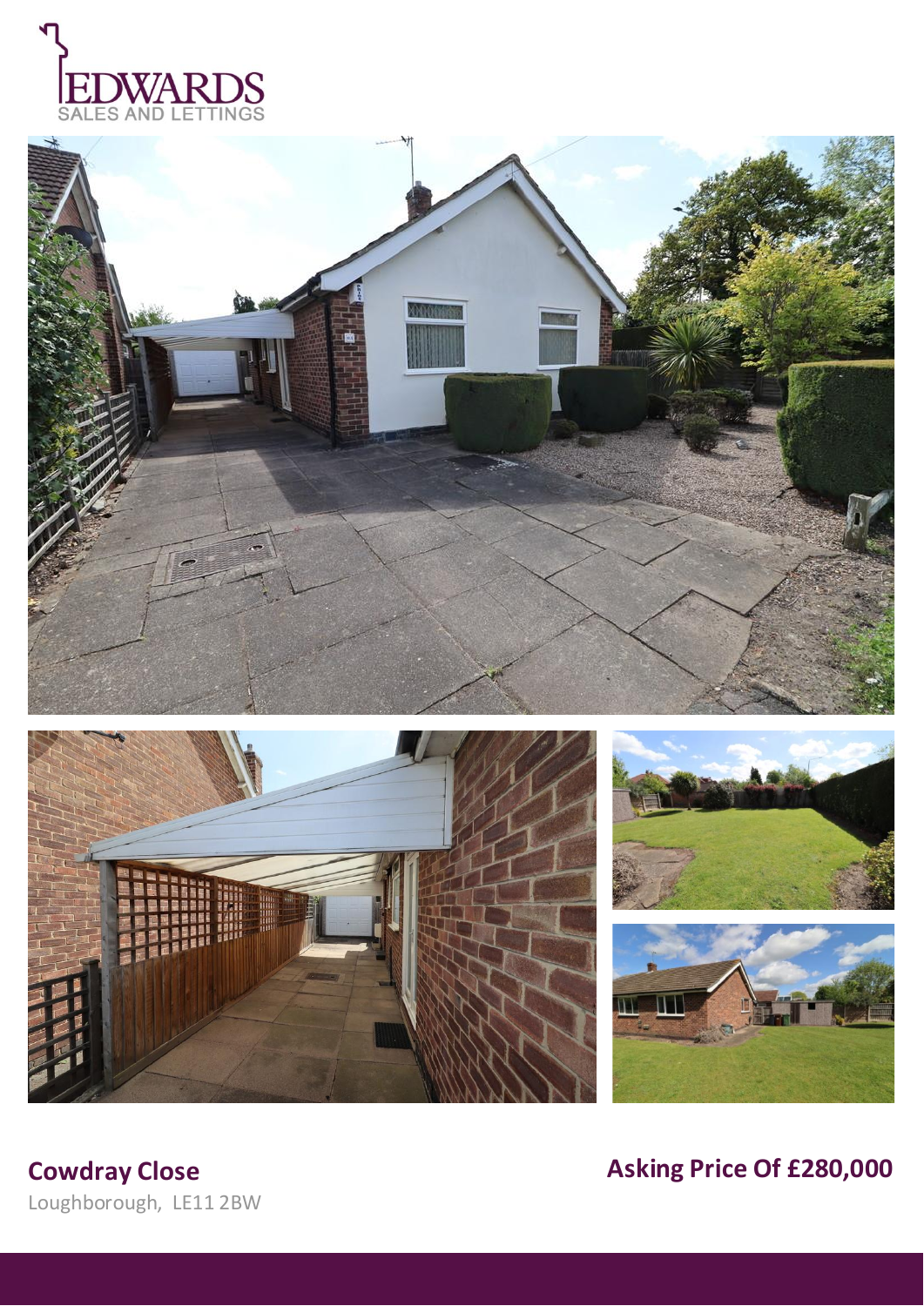EDWARDS
SALES AND LETTINGS

## Cowdray Close

Loughborough, LE11 2BW

## Asking Price Of £280,000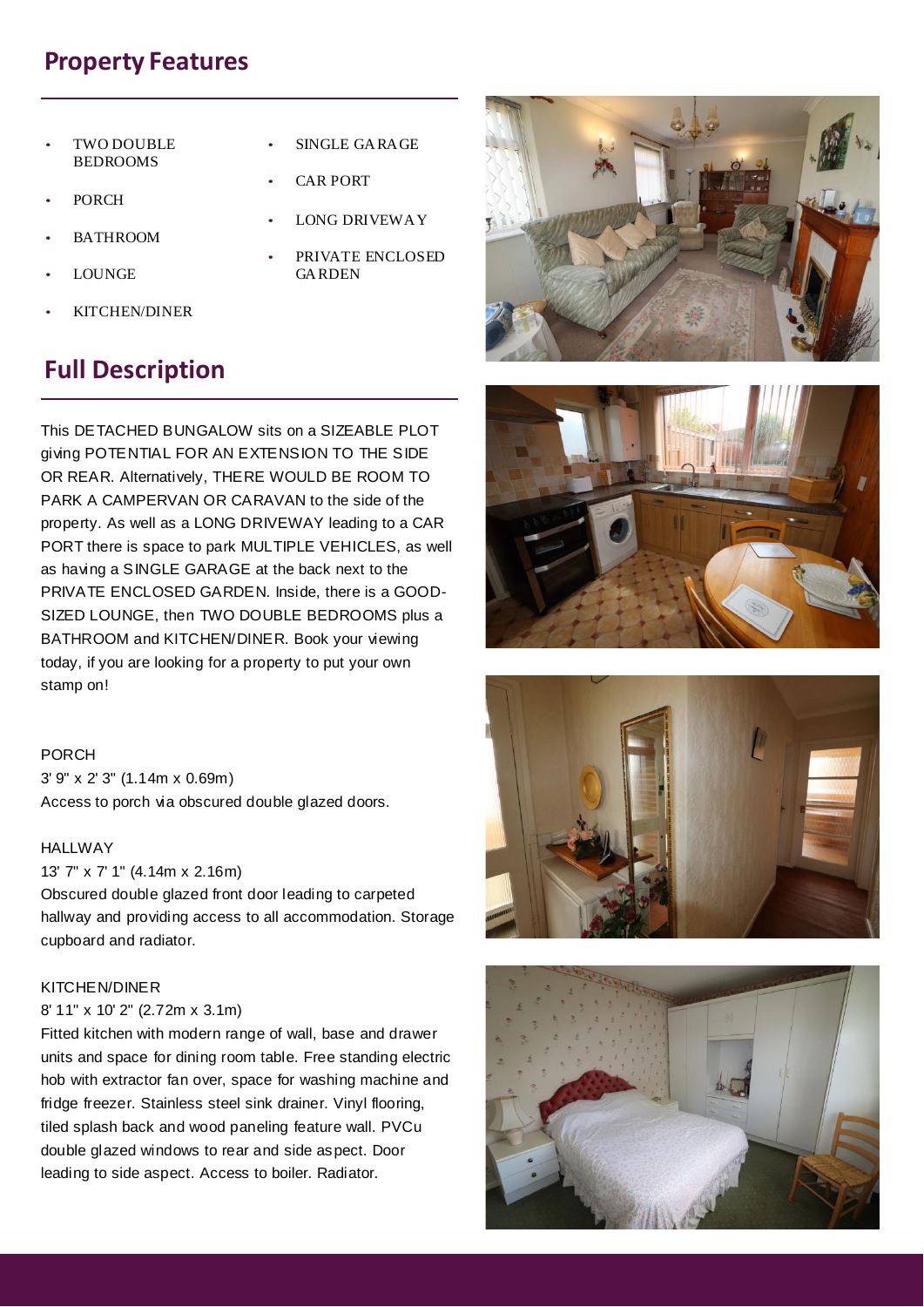## Property Features

- TWO DOUBLE BEDROOMS
- PORCH
- BATHROOM
- LOUNGE
- KITCHEN/DINER
- SINGLE GARAGE
- CAR PORT
- LONG DRIVEWAY
- PRIVATE ENCLOSED GARDEN

## Full Description

This DETACHED BUNGALOW sits on a SIZEABLE PLOT giving POTENTIAL FOR AN EXTENSION TO THE SIDE OR REAR. Alternatively, THERE WOULD BE ROOM TO PARK A CAMPERVAN OR CARAVAN to the side of the property. As well as a LONG DRIVEWAY leading to a CAR PORT there is space to park MULTIPLE VEHICLES, as well as having a SINGLE GARAGE at the back next to the PRIVATE ENCLOSED GARDEN. Inside, there is a GOOD-SIZED LOUNGE, then TWO DOUBLE BEDROOMS plus a BATHROOM and KITCHEN/DINER. Book your viewing today, if you are looking for a property to put your own stamp on!

PORCH
3' 9" x 2' 3" (1.14m x 0.69m)
Access to porch via obscured double glazed doors.

HALLWAY
13' 7" x 7' 1" (4.14m x 2.16m)
Obscured double glazed front door leading to carpeted hallway and providing access to all accommodation. Storage cupboard and radiator.

KITCHEN/DINER
8' 11" x 10' 2" (2.72m x 3.1m)
Fitted kitchen with modern range of wall, base and drawer units and space for dining room table. Free standing electric hob with extractor fan over, space for washing machine and fridge freezer. Stainless steel sink drainer. Vinyl flooring, tiled splash back and wood paneling feature wall. PVCu double glazed windows to rear and side aspect. Door leading to side aspect. Access to boiler. Radiator.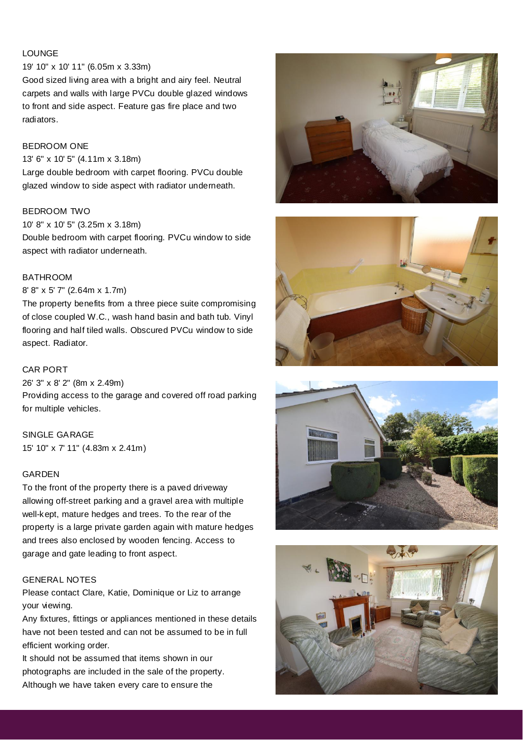LOUNGE

19' 10" x 10' 11" (6.05m x 3.33m)

Good sized living area with a bright and airy feel. Neutral carpets and walls with large PVCu double glazed windows to front and side aspect. Feature gas fire place and two radiators.

BEDROOM ONE

13' 6" x 10' 5" (4.11m x 3.18m)

Large double bedroom with carpet flooring. PVCu double glazed window to side aspect with radiator underneath.

BEDROOM TWO

10' 8" x 10' 5" (3.25m x 3.18m)

Double bedroom with carpet flooring. PVCu window to side aspect with radiator underneath.

BATHROOM

8' 8" x 5' 7" (2.64m x 1.7m)

The property benefits from a three piece suite compromising of close coupled W.C., wash hand basin and bath tub. Vinyl flooring and half tiled walls. Obscured PVCu window to side aspect. Radiator.

CAR PORT

26' 3" x 8' 2" (8m x 2.49m)

Providing access to the garage and covered off road parking for multiple vehicles.

SINGLE GARAGE

15' 10" x 7' 11" (4.83m x 2.41m)

GARDEN

To the front of the property there is a paved driveway allowing off-street parking and a gravel area with multiple well-kept, mature hedges and trees. To the rear of the property is a large private garden again with mature hedges and trees also enclosed by wooden fencing. Access to garage and gate leading to front aspect.

GENERAL NOTES

Please contact Clare, Katie, Dominique or Liz to arrange your viewing.

Any fixtures, fittings or appliances mentioned in these details have not been tested and can not be assumed to be in full efficient working order.

It should not be assumed that items shown in our photographs are included in the sale of the property.

Although we have taken every care to ensure the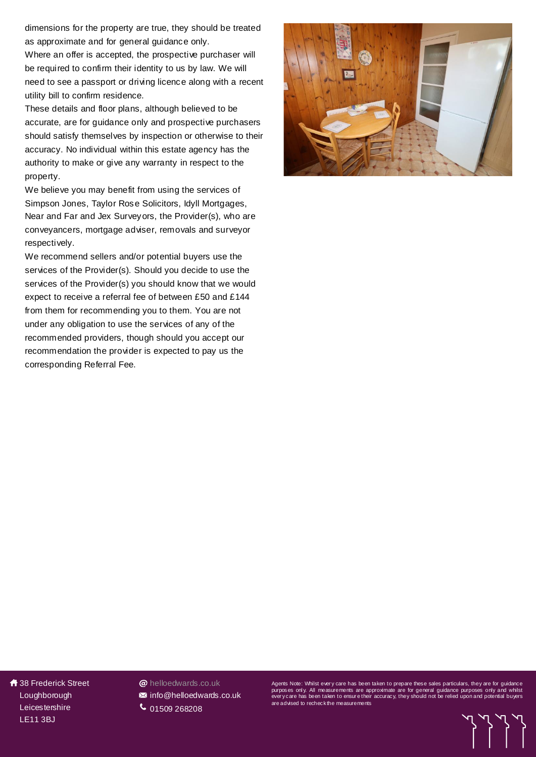dimensions for the property are true, they should be treated as approximate and for general guidance only.

Where an offer is accepted, the prospective purchaser will be required to confirm their identity to us by law. We will need to see a passport or driving licence along with a recent utility bill to confirm residence.

These details and floor plans, although believed to be accurate, are for guidance only and prospective purchasers should satisfy themselves by inspection or otherwise to their accuracy. No individual within this estate agency has the authority to make or give any warranty in respect to the property.

We believe you may benefit from using the services of Simpson Jones, Taylor Rose Solicitors, Idyll Mortgages, Near and Far and Jex Surveyors, the Provider(s), who are conveyancers, mortgage adviser, removals and surveyor respectively.

We recommend sellers and/or potential buyers use the services of the Provider(s). Should you decide to use the services of the Provider(s) you should know that we would expect to receive a referral fee of between £50 and £144 from them for recommending you to them. You are not under any obligation to use the services of any of the recommended providers, though should you accept our recommendation the provider is expected to pay us the corresponding Referral Fee.

38 Frederick Street
Loughborough
Leicestershire
LE11 3BJ

helloedwards.co.uk
info@helloedwards.co.uk
01509 268208

Agents Note: Whilst every care has been taken to prepare these sales particulars, they are for guidance purposes only. All measurements are approximate are for general guidance purposes only and whilst every care has been taken to ensure their accuracy, they should not be relied upon and potential buyers are advised to recheck the measurements